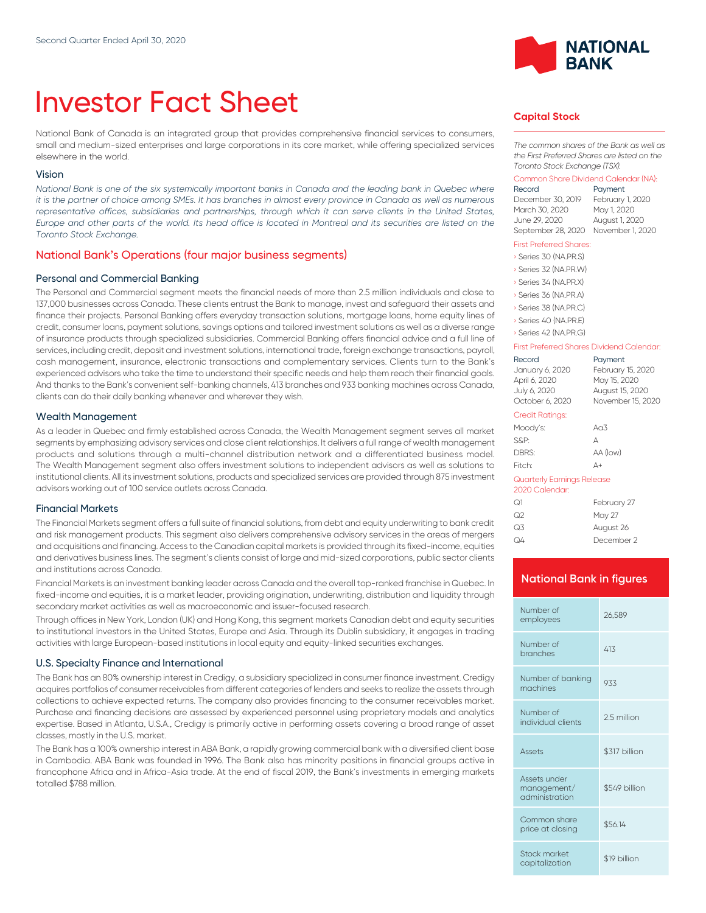Second Quarter Ended April 30, 2020

# Investor Fact Sheet

National Bank of Canada is an integrated group that provides comprehensive financial services to consumers, small and medium-sized enterprises and large corporations in its core market, while offering specialized services elsewhere in the world.

### Vision

*National Bank is one of the six systemically important banks in Canada and the leading bank in Quebec where it is the partner of choice among SMEs. It has branches in almost every province in Canada as well as numerous representative offices, subsidiaries and partnerships, through which it can serve clients in the United States, Europe and other parts of the world. Its head office is located in Montreal and its securities are listed on the Toronto Stock Exchange.*

## National Bank's Operations (four major business segments)

### Personal and Commercial Banking

The Personal and Commercial segment meets the financial needs of more than 2.5 million individuals and close to 137,000 businesses across Canada. These clients entrust the Bank to manage, invest and safeguard their assets and finance their projects. Personal Banking offers everyday transaction solutions, mortgage loans, home equity lines of credit, consumer loans, payment solutions, savings options and tailored investment solutions as well as a diverse range of insurance products through specialized subsidiaries. Commercial Banking offers financial advice and a full line of services, including credit, deposit and investment solutions, international trade, foreign exchange transactions, payroll, cash management, insurance, electronic transactions and complementary services. Clients turn to the Bank's experienced advisors who take the time to understand their specific needs and help them reach their financial goals. And thanks to the Bank's convenient self-banking channels, 413 branches and 933 banking machines across Canada, clients can do their daily banking whenever and wherever they wish.

### Wealth Management

As a leader in Quebec and firmly established across Canada, the Wealth Management segment serves all market segments by emphasizing advisory services and close client relationships. It delivers a full range of wealth management products and solutions through a multi-channel distribution network and a differentiated business model. The Wealth Management segment also offers investment solutions to independent advisors as well as solutions to institutional clients. All its investment solutions, products and specialized services are provided through 875 investment advisors working out of 100 service outlets across Canada.

### Financial Markets

The Financial Markets segment offers a full suite of financial solutions, from debt and equity underwriting to bank credit and risk management products. This segment also delivers comprehensive advisory services in the areas of mergers and acquisitions and financing. Access to the Canadian capital markets is provided through its fixed-income, equities and derivatives business lines. The segment's clients consist of large and mid-sized corporations, public sector clients and institutions across Canada.

Financial Markets is an investment banking leader across Canada and the overall top-ranked franchise in Quebec. In fixed-income and equities, it is a market leader, providing origination, underwriting, distribution and liquidity through secondary market activities as well as macroeconomic and issuer-focused research.

Through offices in New York, London (UK) and Hong Kong, this segment markets Canadian debt and equity securities to institutional investors in the United States, Europe and Asia. Through its Dublin subsidiary, it engages in trading activities with large European-based institutions in local equity and equity-linked securities exchanges.

### U.S. Specialty Finance and International

The Bank has an 80% ownership interest in Credigy, a subsidiary specialized in consumer finance investment. Credigy acquires portfolios of consumer receivables from different categories of lenders and seeks to realize the assets through collections to achieve expected returns. The company also provides financing to the consumer receivables market. Purchase and financing decisions are assessed by experienced personnel using proprietary models and analytics expertise. Based in Atlanta, U.S.A., Credigy is primarily active in performing assets covering a broad range of asset classes, mostly in the U.S. market.

The Bank has a 100% ownership interest in ABA Bank, a rapidly growing commercial bank with a diversified client base in Cambodia. ABA Bank was founded in 1996. The Bank also has minority positions in financial groups active in francophone Africa and in Africa-Asia trade. At the end of fiscal 2019, the Bank's investments in emerging markets totalled $788 million.

## Capital Stock

*The common shares of the Bank as well as the First Preferred Shares are listed on the Toronto Stock Exchange (TSX).*

Common Share Dividend Calendar (NA):

| Record | Payment |
|---|---|
| December 30, 2019 | February 1, 2020 |
| March 30, 2020 | May 1, 2020 |
| June 29, 2020 | August 1, 2020 |
| September 28, 2020 | November 1, 2020 |

First Preferred Shares:

- Series 30 (NA.PR.S)
- Series 32 (NA.PR.W)
- Series 34 (NA.PR.X)
- Series 36 (NA.PR.A)
- Series 38 (NA.PR.C)
- Series 40 (NA.PR.E)
- Series 42 (NA.PR.G)

First Preferred Shares Dividend Calendar:

| Record | Payment |
|---|---|
| January 6, 2020 | February 15, 2020 |
| April 6, 2020 | May 15, 2020 |
| July 6, 2020 | August 15, 2020 |
| October 6, 2020 | November 15, 2020 |

Credit Ratings:

| | |
|---|---|
| Moody's: | Aa3 |
| S&P: | A |
| DBRS: | AA (low) |
| Fitch: | A+ |

Quarterly Earnings Release 2020 Calendar:

| | |
|---|---|
| Q1 | February 27 |
| Q2 | May 27 |
| Q3 | August 26 |
| Q4 | December 2 |

## National Bank in figures

| | |
|---|---|
| Number of employees | 26,589 |
| Number of branches | 413 |
| Number of banking machines | 933 |
| Number of individual clients | 2.5 million |
| Assets | $317 billion |
| Assets under management/administration | $549 billion |
| Common share price at closing | $56.14 |
| Stock market capitalization | $19 billion |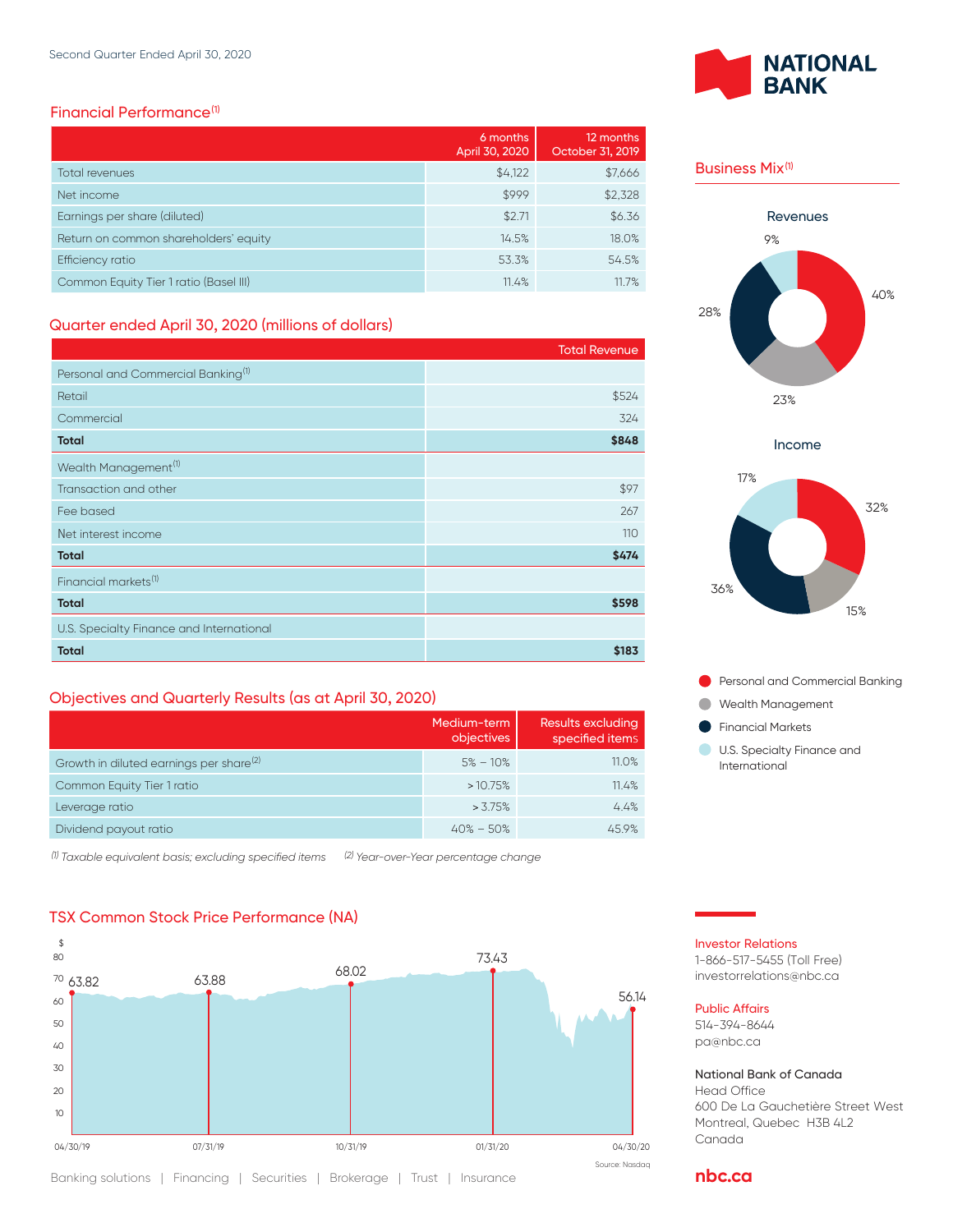Second Quarter Ended April 30, 2020

NATIONAL BANK

## Financial Performance[1]

| | 6 months April 30, 2020 | 12 months October 31, 2019 |
|---|---|---|
| Total revenues | $4,122 | $7,666 |
| Net income | $999 | $2,328 |
| Earnings per share (diluted) | $2.71 | $6.36 |
| Return on common shareholders' equity | 14.5% | 18.0% |
| Efficiency ratio | 53.3% | 54.5% |
| Common Equity Tier 1 ratio (Basel III) | 11.4% | 11.7% |

## Quarter ended April 30, 2020 (millions of dollars)

| | Total Revenue |
|---|---|
| Personal and Commercial Banking[1] | |
| Retail | $524 |
| Commercial | 324 |
| **Total** | **$848** |
| Wealth Management[1] | |
| Transaction and other | $97 |
| Fee based | 267 |
| Net interest income | 110 |
| **Total** | **$474** |
| Financial markets[1] | |
| **Total** | **$598** |
| U.S. Specialty Finance and International | |
| **Total** | **$183** |

## Objectives and Quarterly Results (as at April 30, 2020)

| | Medium-term objectives | Results excluding specified items |
|---|---|---|
| Growth in diluted earnings per share[2] | 5% – 10% | 11.0% |
| Common Equity Tier 1 ratio | > 10.75% | 11.4% |
| Leverage ratio | > 3.75% | 4.4% |
| Dividend payout ratio | 40% – 50% | 45.9% |

*[1] Taxable equivalent basis; excluding specified items* *[2] Year-over-Year percentage change*

## Business Mix[1]

Revenues

40%
23%
28%
9%

Income

32%
15%
36%
17%

- Personal and Commercial Banking
- Wealth Management
- Financial Markets
- U.S. Specialty Finance and International

## TSX Common Stock Price Performance (NA)

$
80
70
60
50
40
30
20
10

63.82
63.88
68.02
73.43
56.14

04/30/19
07/31/19
10/31/19
01/31/20
04/30/20

Source: Nasdaq

Banking solutions | Financing | Securities | Brokerage | Trust | Insurance

**Investor Relations**
1-866-517-5455 (Toll Free)
investorrelations@nbc.ca

**Public Affairs**
514-394-8644
pa@nbc.ca

**National Bank of Canada**
Head Office
600 De La Gauchetière Street West
Montreal, Quebec H3B 4L2
Canada

**nbc.ca**